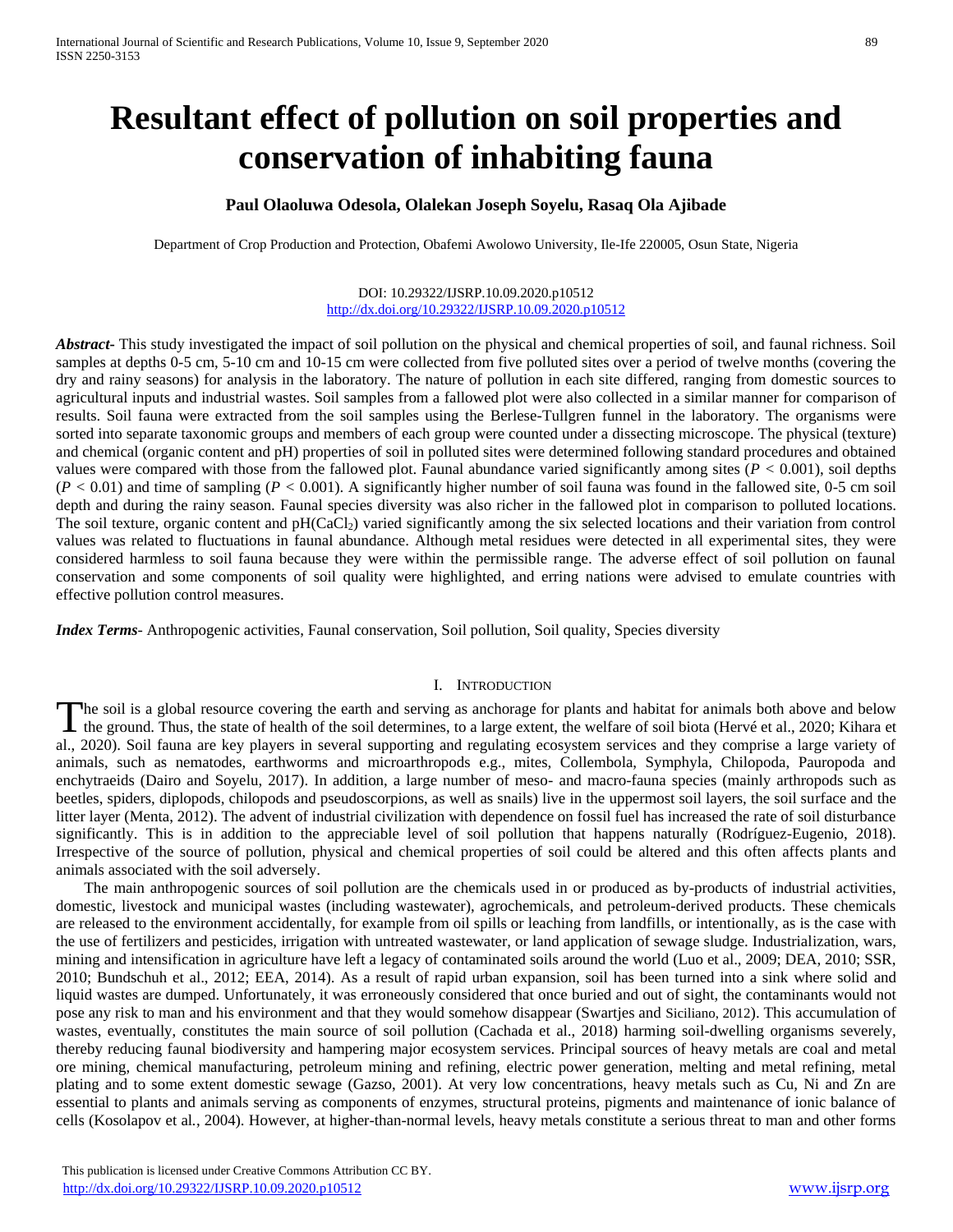# Resultant effect of pollution on soil properties and conservation of inhabiting fauna

**Paul Olaoluwa Odesola, Olalekan Joseph Soyelu, Rasaq Ola Ajibade**

Department of Crop Production and Protection, Obafemi Awolowo University, Ile-Ife 220005, Osun State, Nigeria

DOI: 10.29322/IJSRP.10.09.2020.p10512
http://dx.doi.org/10.29322/IJSRP.10.09.2020.p10512

***Abstract-*** This study investigated the impact of soil pollution on the physical and chemical properties of soil, and faunal richness. Soil samples at depths 0-5 cm, 5-10 cm and 10-15 cm were collected from five polluted sites over a period of twelve months (covering the dry and rainy seasons) for analysis in the laboratory. The nature of pollution in each site differed, ranging from domestic sources to agricultural inputs and industrial wastes. Soil samples from a fallowed plot were also collected in a similar manner for comparison of results. Soil fauna were extracted from the soil samples using the Berlese-Tullgren funnel in the laboratory. The organisms were sorted into separate taxonomic groups and members of each group were counted under a dissecting microscope. The physical (texture) and chemical (organic content and pH) properties of soil in polluted sites were determined following standard procedures and obtained values were compared with those from the fallowed plot. Faunal abundance varied significantly among sites ($P < 0.001$), soil depths ($P < 0.01$) and time of sampling ($P < 0.001$). A significantly higher number of soil fauna was found in the fallowed site, 0-5 cm soil depth and during the rainy season. Faunal species diversity was also richer in the fallowed plot in comparison to polluted locations. The soil texture, organic content and pH($CaCl_2$) varied significantly among the six selected locations and their variation from control values was related to fluctuations in faunal abundance. Although metal residues were detected in all experimental sites, they were considered harmless to soil fauna because they were within the permissible range. The adverse effect of soil pollution on faunal conservation and some components of soil quality were highlighted, and erring nations were advised to emulate countries with effective pollution control measures.

***Index Terms-*** Anthropogenic activities, Faunal conservation, Soil pollution, Soil quality, Species diversity

## I. Introduction

The soil is a global resource covering the earth and serving as anchorage for plants and habitat for animals both above and below the ground. Thus, the state of health of the soil determines, to a large extent, the welfare of soil biota (Hervé et al., 2020; Kihara et al., 2020). Soil fauna are key players in several supporting and regulating ecosystem services and they comprise a large variety of animals, such as nematodes, earthworms and microarthropods e.g., mites, Collembola, Symphyla, Chilopoda, Pauropoda and enchytraeids (Dairo and Soyelu, 2017). In addition, a large number of meso- and macro-fauna species (mainly arthropods such as beetles, spiders, diplopods, chilopods and pseudoscorpions, as well as snails) live in the uppermost soil layers, the soil surface and the litter layer (Menta, 2012). The advent of industrial civilization with dependence on fossil fuel has increased the rate of soil disturbance significantly. This is in addition to the appreciable level of soil pollution that happens naturally (Rodríguez-Eugenio, 2018). Irrespective of the source of pollution, physical and chemical properties of soil could be altered and this often affects plants and animals associated with the soil adversely.

The main anthropogenic sources of soil pollution are the chemicals used in or produced as by-products of industrial activities, domestic, livestock and municipal wastes (including wastewater), agrochemicals, and petroleum-derived products. These chemicals are released to the environment accidentally, for example from oil spills or leaching from landfills, or intentionally, as is the case with the use of fertilizers and pesticides, irrigation with untreated wastewater, or land application of sewage sludge. Industrialization, wars, mining and intensification in agriculture have left a legacy of contaminated soils around the world (Luo et al., 2009; DEA, 2010; SSR, 2010; Bundschuh et al., 2012; EEA, 2014). As a result of rapid urban expansion, soil has been turned into a sink where solid and liquid wastes are dumped. Unfortunately, it was erroneously considered that once buried and out of sight, the contaminants would not pose any risk to man and his environment and that they would somehow disappear (Swartjes and Siciliano, 2012). This accumulation of wastes, eventually, constitutes the main source of soil pollution (Cachada et al., 2018) harming soil-dwelling organisms severely, thereby reducing faunal biodiversity and hampering major ecosystem services. Principal sources of heavy metals are coal and metal ore mining, chemical manufacturing, petroleum mining and refining, electric power generation, melting and metal refining, metal plating and to some extent domestic sewage (Gazso, 2001). At very low concentrations, heavy metals such as Cu, Ni and Zn are essential to plants and animals serving as components of enzymes, structural proteins, pigments and maintenance of ionic balance of cells (Kosolapov et al., 2004). However, at higher-than-normal levels, heavy metals constitute a serious threat to man and other forms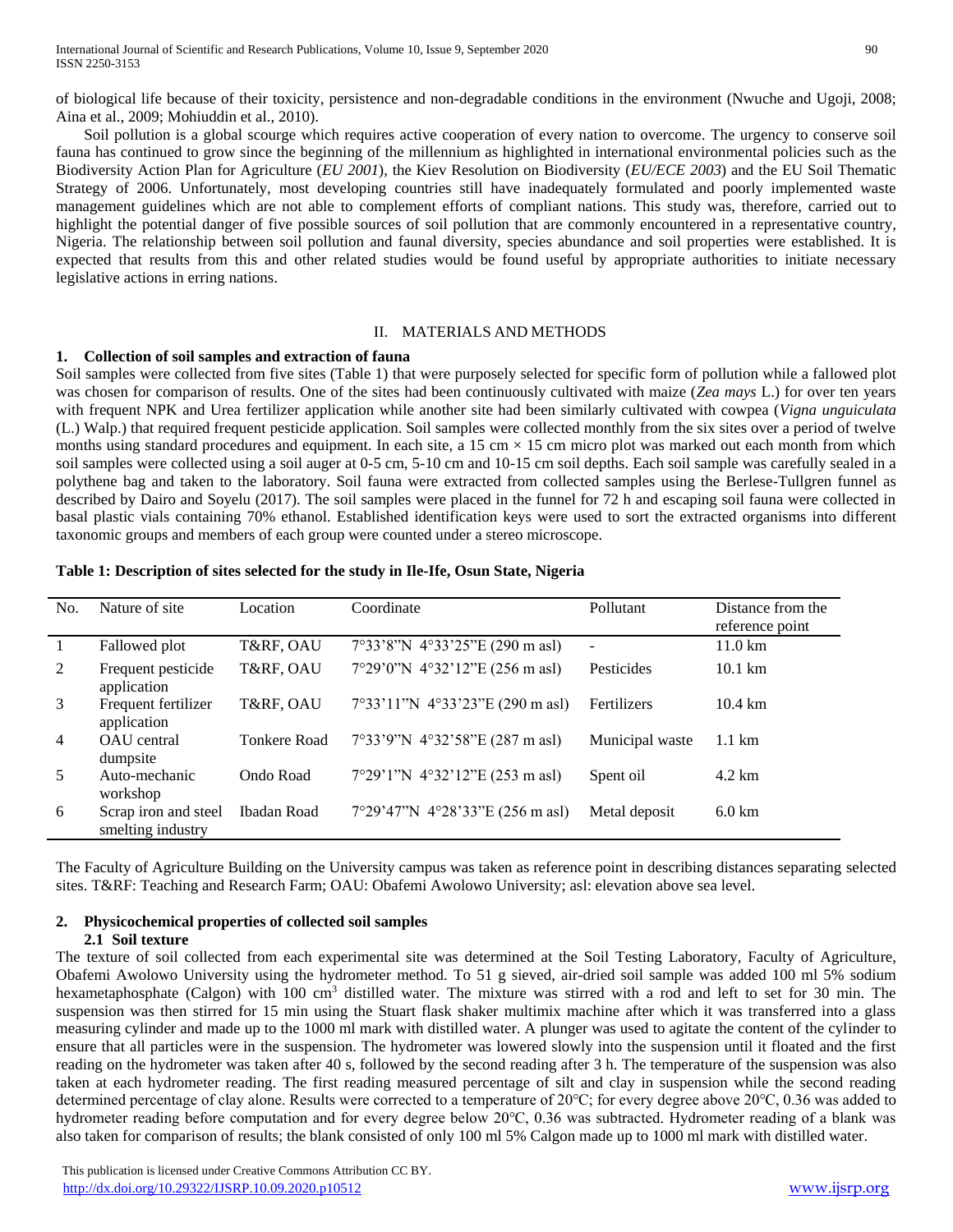of biological life because of their toxicity, persistence and non-degradable conditions in the environment (Nwuche and Ugoji, 2008; Aina et al., 2009; Mohiuddin et al., 2010).

Soil pollution is a global scourge which requires active cooperation of every nation to overcome. The urgency to conserve soil fauna has continued to grow since the beginning of the millennium as highlighted in international environmental policies such as the Biodiversity Action Plan for Agriculture (*EU 2001*), the Kiev Resolution on Biodiversity (*EU/ECE 2003*) and the EU Soil Thematic Strategy of 2006. Unfortunately, most developing countries still have inadequately formulated and poorly implemented waste management guidelines which are not able to complement efforts of compliant nations. This study was, therefore, carried out to highlight the potential danger of five possible sources of soil pollution that are commonly encountered in a representative country, Nigeria. The relationship between soil pollution and faunal diversity, species abundance and soil properties were established. It is expected that results from this and other related studies would be found useful by appropriate authorities to initiate necessary legislative actions in erring nations.

## II. MATERIALS AND METHODS

### 1. Collection of soil samples and extraction of fauna

Soil samples were collected from five sites (Table 1) that were purposely selected for specific form of pollution while a fallowed plot was chosen for comparison of results. One of the sites had been continuously cultivated with maize (*Zea mays* L.) for over ten years with frequent NPK and Urea fertilizer application while another site had been similarly cultivated with cowpea (*Vigna unguiculata* (L.) Walp.) that required frequent pesticide application. Soil samples were collected monthly from the six sites over a period of twelve months using standard procedures and equipment. In each site, a 15 cm × 15 cm micro plot was marked out each month from which soil samples were collected using a soil auger at 0-5 cm, 5-10 cm and 10-15 cm soil depths. Each soil sample was carefully sealed in a polythene bag and taken to the laboratory. Soil fauna were extracted from collected samples using the Berlese-Tullgren funnel as described by Dairo and Soyelu (2017). The soil samples were placed in the funnel for 72 h and escaping soil fauna were collected in basal plastic vials containing 70% ethanol. Established identification keys were used to sort the extracted organisms into different taxonomic groups and members of each group were counted under a stereo microscope.

**Table 1: Description of sites selected for the study in Ile-Ife, Osun State, Nigeria**

| No. | Nature of site | Location | Coordinate | Pollutant | Distance from the reference point |
|---|---|---|---|---|---|
| 1 | Fallowed plot | T&RF, OAU | 7°33'8"N 4°33'25"E (290 m asl) | - | 11.0 km |
| 2 | Frequent pesticide application | T&RF, OAU | 7°29'0"N 4°32'12"E (256 m asl) | Pesticides | 10.1 km |
| 3 | Frequent fertilizer application | T&RF, OAU | 7°33'11"N 4°33'23"E (290 m asl) | Fertilizers | 10.4 km |
| 4 | OAU central dumpsite | Tonkere Road | 7°33'9"N 4°32'58"E (287 m asl) | Municipal waste | 1.1 km |
| 5 | Auto-mechanic workshop | Ondo Road | 7°29'1"N 4°32'12"E (253 m asl) | Spent oil | 4.2 km |
| 6 | Scrap iron and steel smelting industry | Ibadan Road | 7°29'47"N 4°28'33"E (256 m asl) | Metal deposit | 6.0 km |

The Faculty of Agriculture Building on the University campus was taken as reference point in describing distances separating selected sites. T&RF: Teaching and Research Farm; OAU: Obafemi Awolowo University; asl: elevation above sea level.

### 2. Physicochemical properties of collected soil samples

#### 2.1 Soil texture

The texture of soil collected from each experimental site was determined at the Soil Testing Laboratory, Faculty of Agriculture, Obafemi Awolowo University using the hydrometer method. To 51 g sieved, air-dried soil sample was added 100 ml 5% sodium hexametaphosphate (Calgon) with 100 $cm^3$ distilled water. The mixture was stirred with a rod and left to set for 30 min. The suspension was then stirred for 15 min using the Stuart flask shaker multimix machine after which it was transferred into a glass measuring cylinder and made up to the 1000 ml mark with distilled water. A plunger was used to agitate the content of the cylinder to ensure that all particles were in the suspension. The hydrometer was lowered slowly into the suspension until it floated and the first reading on the hydrometer was taken after 40 s, followed by the second reading after 3 h. The temperature of the suspension was also taken at each hydrometer reading. The first reading measured percentage of silt and clay in suspension while the second reading determined percentage of clay alone. Results were corrected to a temperature of 20℃; for every degree above 20℃, 0.36 was added to hydrometer reading before computation and for every degree below 20℃, 0.36 was subtracted. Hydrometer reading of a blank was also taken for comparison of results; the blank consisted of only 100 ml 5% Calgon made up to 1000 ml mark with distilled water.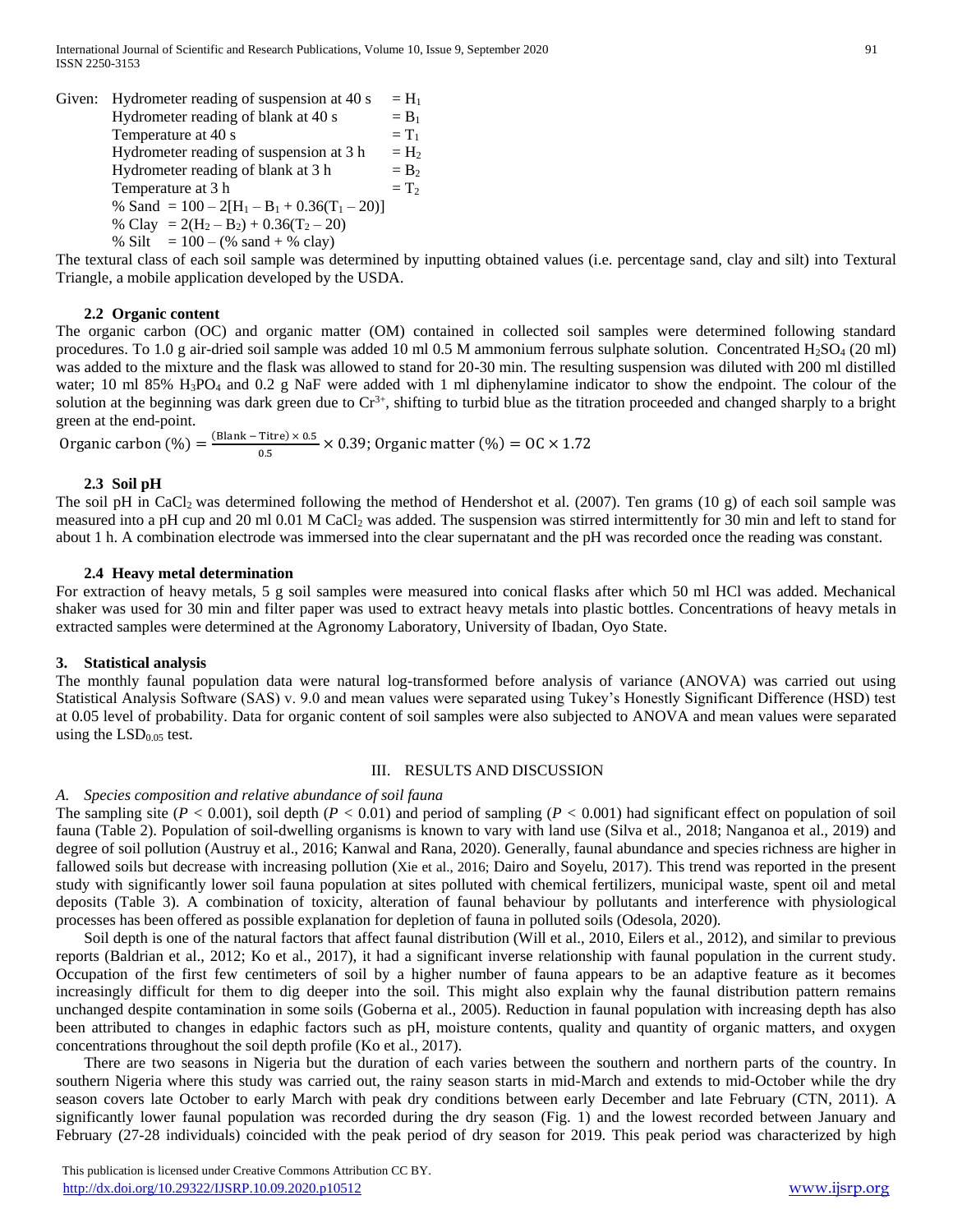Given: Hydrometer reading of suspension at 40 s $= H_1$

Hydrometer reading of blank at 40 s $= B_1$

Temperature at 40 s $= T_1$

Hydrometer reading of suspension at 3 h $= H_2$

Hydrometer reading of blank at 3 h $= B_2$

Temperature at 3 h $= T_2$

$$\% \text{ Sand} = 100 - 2[H_1 - B_1 + 0.36(T_1 - 20)]$$

$$\% \text{ Clay} = 2(H_2 - B_2) + 0.36(T_2 - 20)$$

$$\% \text{ Silt} = 100 - (\% \text{ sand} + \% \text{ clay})$$

The textural class of each soil sample was determined by inputting obtained values (i.e. percentage sand, clay and silt) into Textural Triangle, a mobile application developed by the USDA.

### 2.2 Organic content

The organic carbon (OC) and organic matter (OM) contained in collected soil samples were determined following standard procedures. To 1.0 g air-dried soil sample was added 10 ml 0.5 M ammonium ferrous sulphate solution. Concentrated $H_2SO_4$ (20 ml) was added to the mixture and the flask was allowed to stand for 20-30 min. The resulting suspension was diluted with 200 ml distilled water; 10 ml 85% $H_3PO_4$ and 0.2 g NaF were added with 1 ml diphenylamine indicator to show the endpoint. The colour of the solution at the beginning was dark green due to $Cr^{3+}$, shifting to turbid blue as the titration proceeded and changed sharply to a bright green at the end-point.

$$\text{Organic carbon (\%)} = \frac{(\text{Blank} - \text{Titre}) \times 0.5}{0.5} \times 0.39; \text{ Organic matter (\%)} = \text{OC} \times 1.72$$

### 2.3 Soil pH

The soil pH in $CaCl_2$ was determined following the method of Hendershot et al. (2007). Ten grams (10 g) of each soil sample was measured into a pH cup and 20 ml 0.01 M $CaCl_2$ was added. The suspension was stirred intermittently for 30 min and left to stand for about 1 h. A combination electrode was immersed into the clear supernatant and the pH was recorded once the reading was constant.

### 2.4 Heavy metal determination

For extraction of heavy metals, 5 g soil samples were measured into conical flasks after which 50 ml HCl was added. Mechanical shaker was used for 30 min and filter paper was used to extract heavy metals into plastic bottles. Concentrations of heavy metals in extracted samples were determined at the Agronomy Laboratory, University of Ibadan, Oyo State.

## 3. Statistical analysis

The monthly faunal population data were natural log-transformed before analysis of variance (ANOVA) was carried out using Statistical Analysis Software (SAS) v. 9.0 and mean values were separated using Tukey's Honestly Significant Difference (HSD) test at 0.05 level of probability. Data for organic content of soil samples were also subjected to ANOVA and mean values were separated using the $LSD_{0.05}$ test.

# III. RESULTS AND DISCUSSION

### *A. Species composition and relative abundance of soil fauna*

The sampling site ($P < 0.001$), soil depth ($P < 0.01$) and period of sampling ($P < 0.001$) had significant effect on population of soil fauna (Table 2). Population of soil-dwelling organisms is known to vary with land use (Silva et al., 2018; Nanganoa et al., 2019) and degree of soil pollution (Austruy et al., 2016; Kanwal and Rana, 2020). Generally, faunal abundance and species richness are higher in fallowed soils but decrease with increasing pollution (Xie et al., 2016; Dairo and Soyelu, 2017). This trend was reported in the present study with significantly lower soil fauna population at sites polluted with chemical fertilizers, municipal waste, spent oil and metal deposits (Table 3). A combination of toxicity, alteration of faunal behaviour by pollutants and interference with physiological processes has been offered as possible explanation for depletion of fauna in polluted soils (Odesola, 2020).

Soil depth is one of the natural factors that affect faunal distribution (Will et al., 2010, Eilers et al., 2012), and similar to previous reports (Baldrian et al., 2012; Ko et al., 2017), it had a significant inverse relationship with faunal population in the current study. Occupation of the first few centimeters of soil by a higher number of fauna appears to be an adaptive feature as it becomes increasingly difficult for them to dig deeper into the soil. This might also explain why the faunal distribution pattern remains unchanged despite contamination in some soils (Goberna et al., 2005). Reduction in faunal population with increasing depth has also been attributed to changes in edaphic factors such as pH, moisture contents, quality and quantity of organic matters, and oxygen concentrations throughout the soil depth profile (Ko et al., 2017).

There are two seasons in Nigeria but the duration of each varies between the southern and northern parts of the country. In southern Nigeria where this study was carried out, the rainy season starts in mid-March and extends to mid-October while the dry season covers late October to early March with peak dry conditions between early December and late February (CTN, 2011). A significantly lower faunal population was recorded during the dry season (Fig. 1) and the lowest recorded between January and February (27-28 individuals) coincided with the peak period of dry season for 2019. This peak period was characterized by high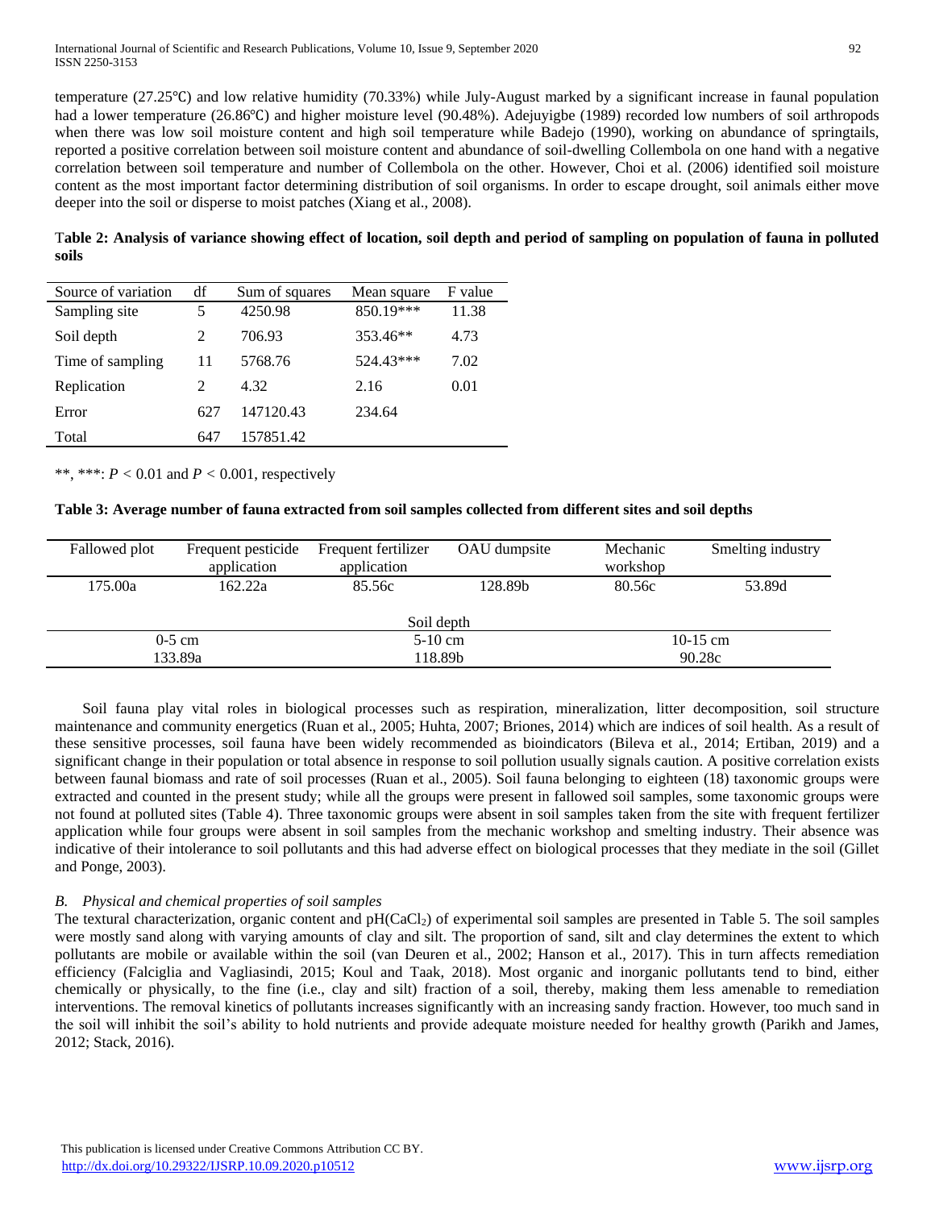temperature (27.25℃) and low relative humidity (70.33%) while July-August marked by a significant increase in faunal population had a lower temperature (26.86℃) and higher moisture level (90.48%). Adejuyigbe (1989) recorded low numbers of soil arthropods when there was low soil moisture content and high soil temperature while Badejo (1990), working on abundance of springtails, reported a positive correlation between soil moisture content and abundance of soil-dwelling Collembola on one hand with a negative correlation between soil temperature and number of Collembola on the other. However, Choi et al. (2006) identified soil moisture content as the most important factor determining distribution of soil organisms. In order to escape drought, soil animals either move deeper into the soil or disperse to moist patches (Xiang et al., 2008).

**Table 2: Analysis of variance showing effect of location, soil depth and period of sampling on population of fauna in polluted soils**

| Source of variation | df | Sum of squares | Mean square | F value |
|---|---|---|---|---|
| Sampling site | 5 | 4250.98 | 850.19*** | 11.38 |
| Soil depth | 2 | 706.93 | 353.46** | 4.73 |
| Time of sampling | 11 | 5768.76 | 524.43*** | 7.02 |
| Replication | 2 | 4.32 | 2.16 | 0.01 |
| Error | 627 | 147120.43 | 234.64 | |
| Total | 647 | 157851.42 | | |

**, ***: $P < 0.01$ and $P < 0.001$, respectively

**Table 3: Average number of fauna extracted from soil samples collected from different sites and soil depths**

| Fallowed plot | Frequent pesticide application | Frequent fertilizer application | OAU dumpsite | Mechanic workshop | Smelting industry |
|---|---|---|---|---|---|
| 175.00a | 162.22a | 85.56c | 128.89b | 80.56c | 53.89d |

| Soil depth | | |
|---|---|---|
| 0-5 cm | 5-10 cm | 10-15 cm |
| 133.89a | 118.89b | 90.28c |

Soil fauna play vital roles in biological processes such as respiration, mineralization, litter decomposition, soil structure maintenance and community energetics (Ruan et al., 2005; Huhta, 2007; Briones, 2014) which are indices of soil health. As a result of these sensitive processes, soil fauna have been widely recommended as bioindicators (Bileva et al., 2014; Ertiban, 2019) and a significant change in their population or total absence in response to soil pollution usually signals caution. A positive correlation exists between faunal biomass and rate of soil processes (Ruan et al., 2005). Soil fauna belonging to eighteen (18) taxonomic groups were extracted and counted in the present study; while all the groups were present in fallowed soil samples, some taxonomic groups were not found at polluted sites (Table 4). Three taxonomic groups were absent in soil samples taken from the site with frequent fertilizer application while four groups were absent in soil samples from the mechanic workshop and smelting industry. Their absence was indicative of their intolerance to soil pollutants and this had adverse effect on biological processes that they mediate in the soil (Gillet and Ponge, 2003).

### *B. Physical and chemical properties of soil samples*

The textural characterization, organic content and pH($CaCl_2$) of experimental soil samples are presented in Table 5. The soil samples were mostly sand along with varying amounts of clay and silt. The proportion of sand, silt and clay determines the extent to which pollutants are mobile or available within the soil (van Deuren et al., 2002; Hanson et al., 2017). This in turn affects remediation efficiency (Falciglia and Vagliasindi, 2015; Koul and Taak, 2018). Most organic and inorganic pollutants tend to bind, either chemically or physically, to the fine (i.e., clay and silt) fraction of a soil, thereby, making them less amenable to remediation interventions. The removal kinetics of pollutants increases significantly with an increasing sandy fraction. However, too much sand in the soil will inhibit the soil's ability to hold nutrients and provide adequate moisture needed for healthy growth (Parikh and James, 2012; Stack, 2016).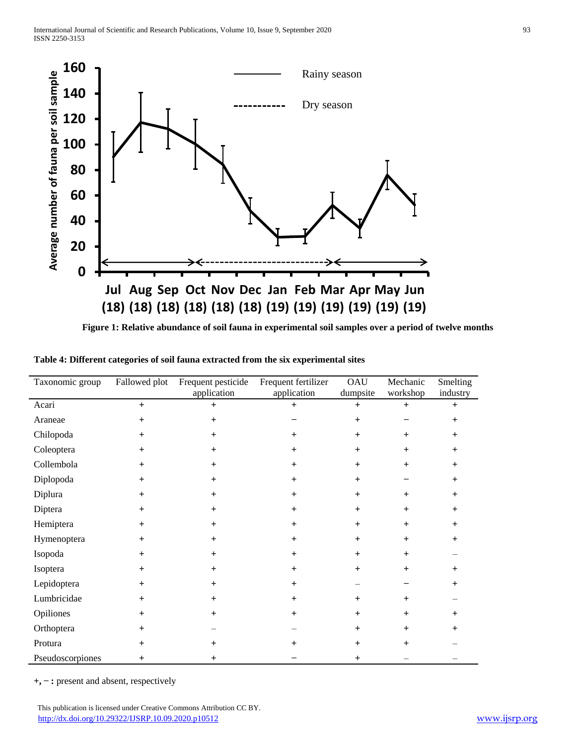**Figure 1: Relative abundance of soil fauna in experimental soil samples over a period of twelve months**

**Table 4: Different categories of soil fauna extracted from the six experimental sites**

| Taxonomic group | Fallowed plot | Frequent pesticide application | Frequent fertilizer application | OAU dumpsite | Mechanic workshop | Smelting industry |
|---|---|---|---|---|---|---|
| Acari | + | + | + | + | + | + |
| Araneae | + | + | − | + | − | + |
| Chilopoda | + | + | + | + | + | + |
| Coleoptera | + | + | + | + | + | + |
| Collembola | + | + | + | + | + | + |
| Diplopoda | + | + | + | + | − | + |
| Diplura | + | + | + | + | + | + |
| Diptera | + | + | + | + | + | + |
| Hemiptera | + | + | + | + | + | + |
| Hymenoptera | + | + | + | + | + | + |
| Isopoda | + | + | + | + | + | − |
| Isoptera | + | + | + | + | + | + |
| Lepidoptera | + | + | + | − | − | + |
| Lumbricidae | + | + | + | + | + | − |
| Opiliones | + | + | + | + | + | + |
| Orthoptera | + | − | − | + | + | + |
| Protura | + | + | + | + | + | − |
| Pseudoscorpiones | + | + | − | + | − | − |

+, − : present and absent, respectively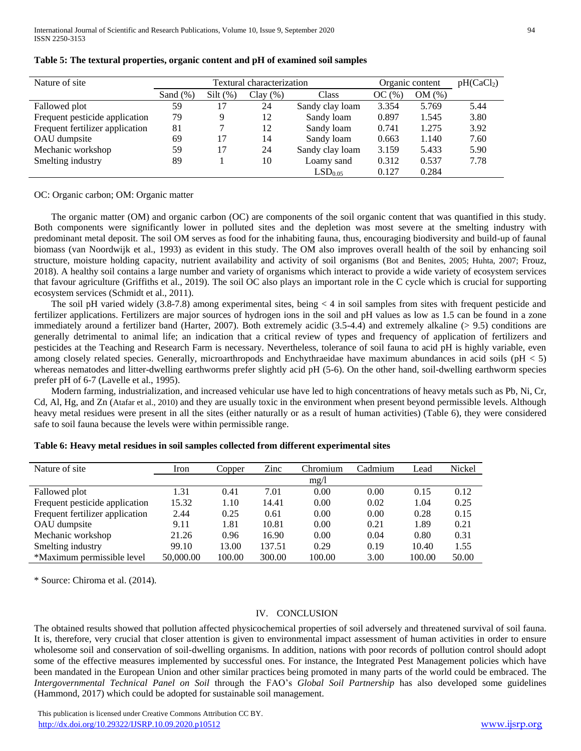**Table 5: The textural properties, organic content and pH of examined soil samples**

| Nature of site | Textural characterization | | | | Organic content | | $pH(CaCl_2)$ |
|---|---|---|---|---|---|---|---|
| | Sand (%) | Silt (%) | Clay (%) | Class | OC (%) | OM (%) | |
| Fallowed plot | 59 | 17 | 24 | Sandy clay loam | 3.354 | 5.769 | 5.44 |
| Frequent pesticide application | 79 | 9 | 12 | Sandy loam | 0.897 | 1.545 | 3.80 |
| Frequent fertilizer application | 81 | 7 | 12 | Sandy loam | 0.741 | 1.275 | 3.92 |
| OAU dumpsite | 69 | 17 | 14 | Sandy loam | 0.663 | 1.140 | 7.60 |
| Mechanic workshop | 59 | 17 | 24 | Sandy clay loam | 3.159 | 5.433 | 5.90 |
| Smelting industry | 89 | 1 | 10 | Loamy sand | 0.312 | 0.537 | 7.78 |
| | | | | $LSD_{0.05}$ | 0.127 | 0.284 | |

OC: Organic carbon; OM: Organic matter

The organic matter (OM) and organic carbon (OC) are components of the soil organic content that was quantified in this study. Both components were significantly lower in polluted sites and the depletion was most severe at the smelting industry with predominant metal deposit. The soil OM serves as food for the inhabiting fauna, thus, encouraging biodiversity and build-up of faunal biomass (van Noordwijk et al., 1993) as evident in this study. The OM also improves overall health of the soil by enhancing soil structure, moisture holding capacity, nutrient availability and activity of soil organisms (Bot and Benites, 2005; Huhta, 2007; Frouz, 2018). A healthy soil contains a large number and variety of organisms which interact to provide a wide variety of ecosystem services that favour agriculture (Griffiths et al., 2019). The soil OC also plays an important role in the C cycle which is crucial for supporting ecosystem services (Schmidt et al., 2011).

The soil pH varied widely (3.8-7.8) among experimental sites, being < 4 in soil samples from sites with frequent pesticide and fertilizer applications. Fertilizers are major sources of hydrogen ions in the soil and pH values as low as 1.5 can be found in a zone immediately around a fertilizer band (Harter, 2007). Both extremely acidic (3.5-4.4) and extremely alkaline (> 9.5) conditions are generally detrimental to animal life; an indication that a critical review of types and frequency of application of fertilizers and pesticides at the Teaching and Research Farm is necessary. Nevertheless, tolerance of soil fauna to acid pH is highly variable, even among closely related species. Generally, microarthropods and Enchythraeidae have maximum abundances in acid soils (pH < 5) whereas nematodes and litter-dwelling earthworms prefer slightly acid pH (5-6). On the other hand, soil-dwelling earthworm species prefer pH of 6-7 (Lavelle et al., 1995).

Modern farming, industrialization, and increased vehicular use have led to high concentrations of heavy metals such as Pb, Ni, Cr, Cd, Al, Hg, and Zn (Atafar et al., 2010) and they are usually toxic in the environment when present beyond permissible levels. Although heavy metal residues were present in all the sites (either naturally or as a result of human activities) (Table 6), they were considered safe to soil fauna because the levels were within permissible range.

**Table 6: Heavy metal residues in soil samples collected from different experimental sites**

| Nature of site | Iron | Copper | Zinc | Chromium | Cadmium | Lead | Nickel |
|---|---|---|---|---|---|---|---|
| | | | | mg/l | | | |
| Fallowed plot | 1.31 | 0.41 | 7.01 | 0.00 | 0.00 | 0.15 | 0.12 |
| Frequent pesticide application | 15.32 | 1.10 | 14.41 | 0.00 | 0.02 | 1.04 | 0.25 |
| Frequent fertilizer application | 2.44 | 0.25 | 0.61 | 0.00 | 0.00 | 0.28 | 0.15 |
| OAU dumpsite | 9.11 | 1.81 | 10.81 | 0.00 | 0.21 | 1.89 | 0.21 |
| Mechanic workshop | 21.26 | 0.96 | 16.90 | 0.00 | 0.04 | 0.80 | 0.31 |
| Smelting industry | 99.10 | 13.00 | 137.51 | 0.29 | 0.19 | 10.40 | 1.55 |
| *Maximum permissible level | 50,000.00 | 100.00 | 300.00 | 100.00 | 3.00 | 100.00 | 50.00 |

\* Source: Chiroma et al. (2014).

## IV. CONCLUSION

The obtained results showed that pollution affected physicochemical properties of soil adversely and threatened survival of soil fauna. It is, therefore, very crucial that closer attention is given to environmental impact assessment of human activities in order to ensure wholesome soil and conservation of soil-dwelling organisms. In addition, nations with poor records of pollution control should adopt some of the effective measures implemented by successful ones. For instance, the Integrated Pest Management policies which have been mandated in the European Union and other similar practices being promoted in many parts of the world could be embraced. The *Intergovernmental Technical Panel on Soil* through the FAO's *Global Soil Partnership* has also developed some guidelines (Hammond, 2017) which could be adopted for sustainable soil management.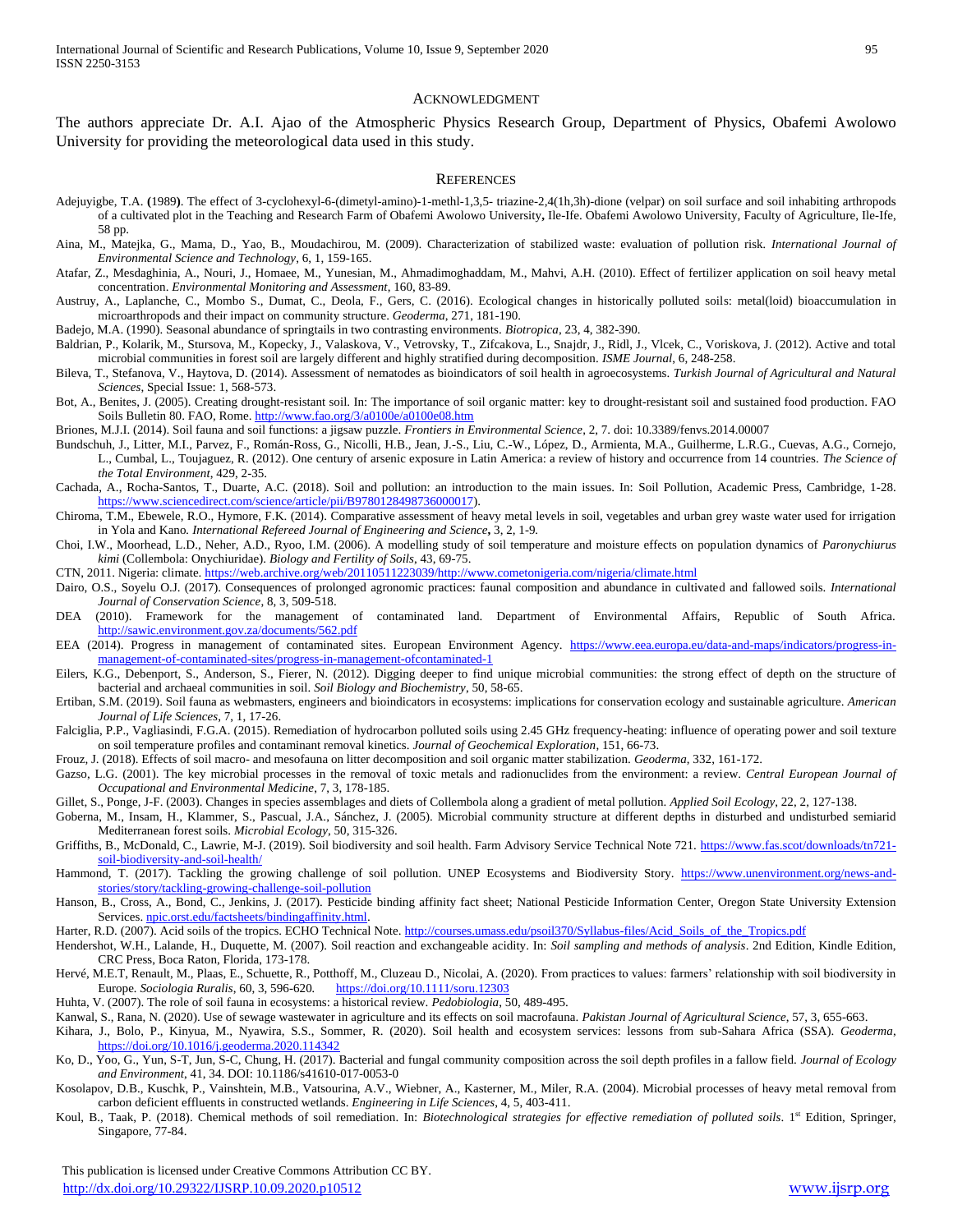## Acknowledgment

The authors appreciate Dr. A.I. Ajao of the Atmospheric Physics Research Group, Department of Physics, Obafemi Awolowo University for providing the meteorological data used in this study.

## References

Adejuyigbe, T.A. **(**1989**)**. The effect of 3-cyclohexyl-6-(dimetyl-amino)-1-methl-1,3,5- triazine-2,4(1h,3h)-dione (velpar) on soil surface and soil inhabiting arthropods of a cultivated plot in the Teaching and Research Farm of Obafemi Awolowo University**,** Ile-Ife. Obafemi Awolowo University, Faculty of Agriculture, Ile-Ife, 58 pp.

Aina, M., Matejka, G., Mama, D., Yao, B., Moudachirou, M. (2009). Characterization of stabilized waste: evaluation of pollution risk. *International Journal of Environmental Science and Technology*, 6, 1, 159-165.

Atafar, Z., Mesdaghinia, A., Nouri, J., Homaee, M., Yunesian, M., Ahmadimoghaddam, M., Mahvi, A.H. (2010). Effect of fertilizer application on soil heavy metal concentration. *Environmental Monitoring and Assessment*, 160, 83-89.

Austruy, A., Laplanche, C., Mombo S., Dumat, C., Deola, F., Gers, C. (2016). Ecological changes in historically polluted soils: metal(loid) bioaccumulation in microarthropods and their impact on community structure. *Geoderma*, 271, 181-190.

Badejo, M.A. (1990). Seasonal abundance of springtails in two contrasting environments. *Biotropica*, 23, 4, 382-390.

Baldrian, P., Kolarik, M., Stursova, M., Kopecky, J., Valaskova, V., Vetrovsky, T., Zifcakova, L., Snajdr, J., Ridl, J., Vlcek, C., Voriskova, J. (2012). Active and total microbial communities in forest soil are largely different and highly stratified during decomposition. *ISME Journal*, 6, 248-258.

Bileva, T., Stefanova, V., Haytova, D. (2014). Assessment of nematodes as bioindicators of soil health in agroecosystems. *Turkish Journal of Agricultural and Natural Sciences*, Special Issue: 1, 568-573.

Bot, A., Benites, J. (2005). Creating drought-resistant soil. In: The importance of soil organic matter: key to drought-resistant soil and sustained food production. FAO Soils Bulletin 80. FAO, Rome. http://www.fao.org/3/a0100e/a0100e08.htm

Briones, M.J.I. (2014). Soil fauna and soil functions: a jigsaw puzzle. *Frontiers in Environmental Science*, 2, 7. doi: 10.3389/fenvs.2014.00007

Bundschuh, J., Litter, M.I., Parvez, F., Román-Ross, G., Nicolli, H.B., Jean, J.-S., Liu, C.-W., López, D., Armienta, M.A., Guilherme, L.R.G., Cuevas, A.G., Cornejo, L., Cumbal, L., Toujaguez, R. (2012). One century of arsenic exposure in Latin America: a review of history and occurrence from 14 countries. *The Science of the Total Environment*, 429, 2-35.

Cachada, A., Rocha-Santos, T., Duarte, A.C. (2018). Soil and pollution: an introduction to the main issues. In: Soil Pollution, Academic Press, Cambridge, 1-28. https://www.sciencedirect.com/science/article/pii/B9780128498736000017).

Chiroma, T.M., Ebewele, R.O., Hymore, F.K. (2014). Comparative assessment of heavy metal levels in soil, vegetables and urban grey waste water used for irrigation in Yola and Kano. *International Refereed Journal of Engineering and Science***,** 3, 2, 1-9.

Choi, I.W., Moorhead, L.D., Neher, A.D., Ryoo, I.M. (2006). A modelling study of soil temperature and moisture effects on population dynamics of *Paronychiurus kimi* (Collembola: Onychiuridae). *Biology and Fertility of Soils*, 43, 69-75.

CTN, 2011. Nigeria: climate. https://web.archive.org/web/20110511223039/http://www.cometonigeria.com/nigeria/climate.html

Dairo, O.S., Soyelu O.J. (2017). Consequences of prolonged agronomic practices: faunal composition and abundance in cultivated and fallowed soils. *International Journal of Conservation Science*, 8, 3, 509-518.

DEA (2010). Framework for the management of contaminated land. Department of Environmental Affairs, Republic of South Africa. http://sawic.environment.gov.za/documents/562.pdf

EEA (2014). Progress in management of contaminated sites. European Environment Agency. https://www.eea.europa.eu/data-and-maps/indicators/progress-in-management-of-contaminated-sites/progress-in-management-ofcontaminated-1

Eilers, K.G., Debenport, S., Anderson, S., Fierer, N. (2012). Digging deeper to find unique microbial communities: the strong effect of depth on the structure of bacterial and archaeal communities in soil. *Soil Biology and Biochemistry*, 50, 58-65.

Ertiban, S.M. (2019). Soil fauna as webmasters, engineers and bioindicators in ecosystems: implications for conservation ecology and sustainable agriculture. *American Journal of Life Sciences*, 7, 1, 17-26.

Falciglia, P.P., Vagliasindi, F.G.A. (2015). Remediation of hydrocarbon polluted soils using 2.45 GHz frequency-heating: influence of operating power and soil texture on soil temperature profiles and contaminant removal kinetics. *Journal of Geochemical Exploration*, 151, 66-73.

Frouz, J. (2018). Effects of soil macro- and mesofauna on litter decomposition and soil organic matter stabilization. *Geoderma*, 332, 161-172.

Gazso, L.G. (2001). The key microbial processes in the removal of toxic metals and radionuclides from the environment: a review. *Central European Journal of Occupational and Environmental Medicine*, 7, 3, 178-185.

Gillet, S., Ponge, J-F. (2003). Changes in species assemblages and diets of Collembola along a gradient of metal pollution. *Applied Soil Ecology*, 22, 2, 127-138.

Goberna, M., Insam, H., Klammer, S., Pascual, J.A., Sánchez, J. (2005). Microbial community structure at different depths in disturbed and undisturbed semiarid Mediterranean forest soils. *Microbial Ecology*, 50, 315-326.

Griffiths, B., McDonald, C., Lawrie, M-J. (2019). Soil biodiversity and soil health. Farm Advisory Service Technical Note 721. https://www.fas.scot/downloads/tn721-soil-biodiversity-and-soil-health/

Hammond, T. (2017). Tackling the growing challenge of soil pollution. UNEP Ecosystems and Biodiversity Story. https://www.unenvironment.org/news-and-stories/story/tackling-growing-challenge-soil-pollution

Hanson, B., Cross, A., Bond, C., Jenkins, J. (2017). Pesticide binding affinity fact sheet; National Pesticide Information Center, Oregon State University Extension Services. npic.orst.edu/factsheets/bindingaffinity.html.

Harter, R.D. (2007). Acid soils of the tropics. ECHO Technical Note. http://courses.umass.edu/psoil370/Syllabus-files/Acid_Soils_of_the_Tropics.pdf

Hendershot, W.H., Lalande, H., Duquette, M. (2007). Soil reaction and exchangeable acidity. In: *Soil sampling and methods of analysis*. 2nd Edition, Kindle Edition, CRC Press, Boca Raton, Florida, 173-178.

Hervé, M.E.T, Renault, M., Plaas, E., Schuette, R., Potthoff, M., Cluzeau D., Nicolai, A. (2020). From practices to values: farmers' relationship with soil biodiversity in Europe. *Sociologia Ruralis*, 60, 3, 596-620. https://doi.org/10.1111/soru.12303

Huhta, V. (2007). The role of soil fauna in ecosystems: a historical review. *Pedobiologia*, 50, 489-495.

Kanwal, S., Rana, N. (2020). Use of sewage wastewater in agriculture and its effects on soil macrofauna. *Pakistan Journal of Agricultural Science*, 57, 3, 655-663.

Kihara, J., Bolo, P., Kinyua, M., Nyawira, S.S., Sommer, R. (2020). Soil health and ecosystem services: lessons from sub-Sahara Africa (SSA). *Geoderma*, https://doi.org/10.1016/j.geoderma.2020.114342

Ko, D., Yoo, G., Yun, S-T, Jun, S-C, Chung, H. (2017). Bacterial and fungal community composition across the soil depth profiles in a fallow field. *Journal of Ecology and Environment*, 41, 34. DOI: 10.1186/s41610-017-0053-0

Kosolapov, D.B., Kuschk, P., Vainshtein, M.B., Vatsourina, A.V., Wiebner, A., Kasterner, M., Miler, R.A. (2004). Microbial processes of heavy metal removal from carbon deficient effluents in constructed wetlands. *Engineering in Life Sciences*, 4, 5, 403-411.

Koul, B., Taak, P. (2018). Chemical methods of soil remediation. In: *Biotechnological strategies for effective remediation of polluted soils*. 1st Edition, Springer, Singapore, 77-84.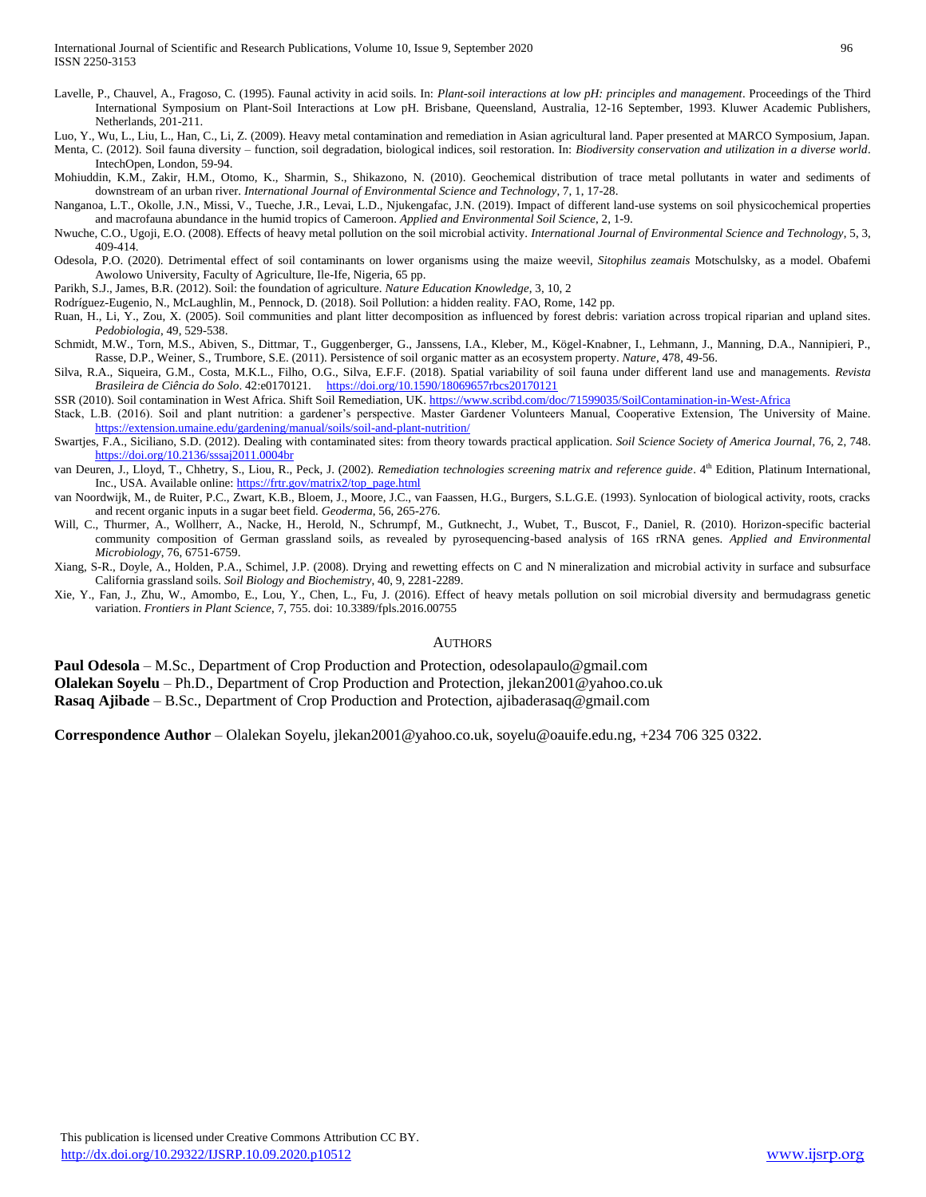Lavelle, P., Chauvel, A., Fragoso, C. (1995). Faunal activity in acid soils. In: *Plant-soil interactions at low pH: principles and management*. Proceedings of the Third International Symposium on Plant-Soil Interactions at Low pH. Brisbane, Queensland, Australia, 12-16 September, 1993. Kluwer Academic Publishers, Netherlands, 201-211.

Luo, Y., Wu, L., Liu, L., Han, C., Li, Z. (2009). Heavy metal contamination and remediation in Asian agricultural land. Paper presented at MARCO Symposium, Japan.

Menta, C. (2012). Soil fauna diversity – function, soil degradation, biological indices, soil restoration. In: *Biodiversity conservation and utilization in a diverse world*. IntechOpen, London, 59-94.

Mohiuddin, K.M., Zakir, H.M., Otomo, K., Sharmin, S., Shikazono, N. (2010). Geochemical distribution of trace metal pollutants in water and sediments of downstream of an urban river. *International Journal of Environmental Science and Technology*, 7, 1, 17-28.

Nanganoa, L.T., Okolle, J.N., Missi, V., Tueche, J.R., Levai, L.D., Njukengafac, J.N. (2019). Impact of different land-use systems on soil physicochemical properties and macrofauna abundance in the humid tropics of Cameroon. *Applied and Environmental Soil Science*, 2, 1-9.

Nwuche, C.O., Ugoji, E.O. (2008). Effects of heavy metal pollution on the soil microbial activity. *International Journal of Environmental Science and Technology*, 5, 3, 409-414.

Odesola, P.O. (2020). Detrimental effect of soil contaminants on lower organisms using the maize weevil, *Sitophilus zeamais* Motschulsky, as a model. Obafemi Awolowo University, Faculty of Agriculture, Ile-Ife, Nigeria, 65 pp.

Parikh, S.J., James, B.R. (2012). Soil: the foundation of agriculture. *Nature Education Knowledge*, 3, 10, 2

Rodríguez-Eugenio, N., McLaughlin, M., Pennock, D. (2018). Soil Pollution: a hidden reality. FAO, Rome, 142 pp.

Ruan, H., Li, Y., Zou, X. (2005). Soil communities and plant litter decomposition as influenced by forest debris: variation across tropical riparian and upland sites. *Pedobiologia*, 49, 529-538.

Schmidt, M.W., Torn, M.S., Abiven, S., Dittmar, T., Guggenberger, G., Janssens, I.A., Kleber, M., Kögel-Knabner, I., Lehmann, J., Manning, D.A., Nannipieri, P., Rasse, D.P., Weiner, S., Trumbore, S.E. (2011). Persistence of soil organic matter as an ecosystem property. *Nature*, 478, 49-56.

Silva, R.A., Siqueira, G.M., Costa, M.K.L., Filho, O.G., Silva, E.F.F. (2018). Spatial variability of soil fauna under different land use and managements. *Revista Brasileira de Ciência do Solo*. 42:e0170121. https://doi.org/10.1590/18069657rbcs20170121

SSR (2010). Soil contamination in West Africa. Shift Soil Remediation, UK. https://www.scribd.com/doc/71599035/SoilContamination-in-West-Africa

Stack, L.B. (2016). Soil and plant nutrition: a gardener's perspective. Master Gardener Volunteers Manual, Cooperative Extension, The University of Maine. https://extension.umaine.edu/gardening/manual/soils/soil-and-plant-nutrition/

Swartjes, F.A., Siciliano, S.D. (2012). Dealing with contaminated sites: from theory towards practical application. *Soil Science Society of America Journal*, 76, 2, 748. https://doi.org/10.2136/sssaj2011.0004br

van Deuren, J., Lloyd, T., Chhetry, S., Liou, R., Peck, J. (2002). *Remediation technologies screening matrix and reference guide*. 4th Edition, Platinum International, Inc., USA. Available online: https://frtr.gov/matrix2/top_page.html

van Noordwijk, M., de Ruiter, P.C., Zwart, K.B., Bloem, J., Moore, J.C., van Faassen, H.G., Burgers, S.L.G.E. (1993). Synlocation of biological activity, roots, cracks and recent organic inputs in a sugar beet field. *Geoderma*, 56, 265-276.

Will, C., Thurmer, A., Wollherr, A., Nacke, H., Herold, N., Schrumpf, M., Gutknecht, J., Wubet, T., Buscot, F., Daniel, R. (2010). Horizon-specific bacterial community composition of German grassland soils, as revealed by pyrosequencing-based analysis of 16S rRNA genes. *Applied and Environmental Microbiology*, 76, 6751-6759.

Xiang, S-R., Doyle, A., Holden, P.A., Schimel, J.P. (2008). Drying and rewetting effects on C and N mineralization and microbial activity in surface and subsurface California grassland soils. *Soil Biology and Biochemistry*, 40, 9, 2281-2289.

Xie, Y., Fan, J., Zhu, W., Amombo, E., Lou, Y., Chen, L., Fu, J. (2016). Effect of heavy metals pollution on soil microbial diversity and bermudagrass genetic variation. *Frontiers in Plant Science*, 7, 755. doi: 10.3389/fpls.2016.00755

## Authors

**Paul Odesola** – M.Sc., Department of Crop Production and Protection, odesolapaulo@gmail.com
**Olalekan Soyelu** – Ph.D., Department of Crop Production and Protection, jlekan2001@yahoo.co.uk
**Rasaq Ajibade** – B.Sc., Department of Crop Production and Protection, ajibaderasaq@gmail.com

**Correspondence Author** – Olalekan Soyelu, jlekan2001@yahoo.co.uk, soyelu@oauife.edu.ng, +234 706 325 0322.

This publication is licensed under Creative Commons Attribution CC BY.
http://dx.doi.org/10.29322/IJSRP.10.09.2020.p10512